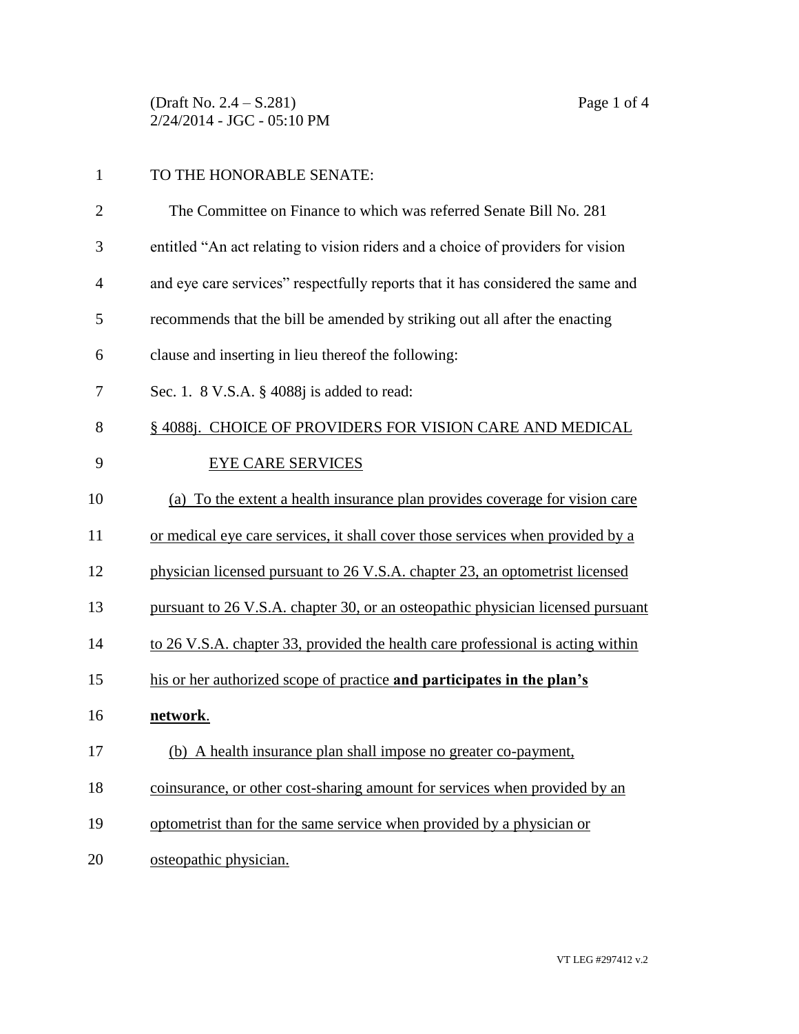TO THE HONORABLE SENATE:

The Committee on Finance to which was referred Senate Bill No. 281 entitled "An act relating to vision riders and a choice of providers for vision and eye care services" respectfully reports that it has considered the same and recommends that the bill be amended by striking out all after the enacting clause and inserting in lieu thereof the following:

Sec. 1. 8 V.S.A. § 4088j is added to read:

§ 4088j. CHOICE OF PROVIDERS FOR VISION CARE AND MEDICAL EYE CARE SERVICES

(a) To the extent a health insurance plan provides coverage for vision care or medical eye care services, it shall cover those services when provided by a physician licensed pursuant to 26 V.S.A. chapter 23, an optometrist licensed pursuant to 26 V.S.A. chapter 30, or an osteopathic physician licensed pursuant to 26 V.S.A. chapter 33, provided the health care professional is acting within his or her authorized scope of practice **and participates in the plan's network**.

(b) A health insurance plan shall impose no greater co-payment, coinsurance, or other cost-sharing amount for services when provided by an optometrist than for the same service when provided by a physician or osteopathic physician.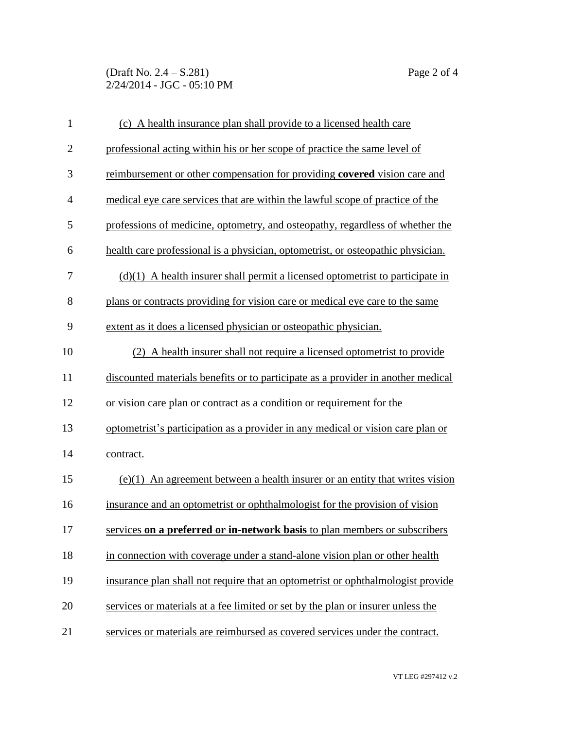(c) A health insurance plan shall provide to a licensed health care professional acting within his or her scope of practice the same level of reimbursement or other compensation for providing **covered** vision care and medical eye care services that are within the lawful scope of practice of the professions of medicine, optometry, and osteopathy, regardless of whether the health care professional is a physician, optometrist, or osteopathic physician.

(d)(1) A health insurer shall permit a licensed optometrist to participate in plans or contracts providing for vision care or medical eye care to the same extent as it does a licensed physician or osteopathic physician.

(2) A health insurer shall not require a licensed optometrist to provide discounted materials benefits or to participate as a provider in another medical or vision care plan or contract as a condition or requirement for the optometrist's participation as a provider in any medical or vision care plan or contract.

(e)(1) An agreement between a health insurer or an entity that writes vision insurance and an optometrist or ophthalmologist for the provision of vision services ~~**on a preferred or in-network basis**~~ to plan members or subscribers in connection with coverage under a stand-alone vision plan or other health insurance plan shall not require that an optometrist or ophthalmologist provide services or materials at a fee limited or set by the plan or insurer unless the services or materials are reimbursed as covered services under the contract.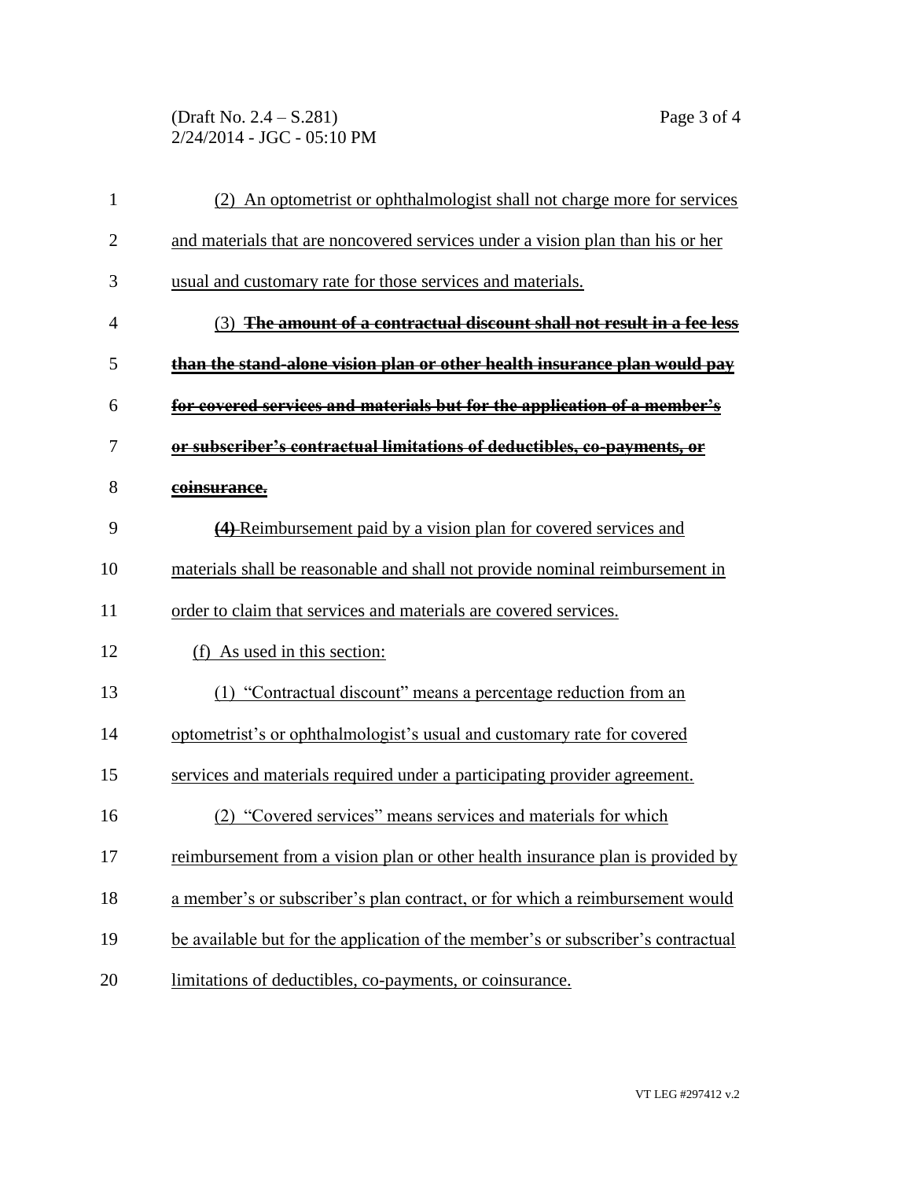(2) An optometrist or ophthalmologist shall not charge more for services and materials that are noncovered services under a vision plan than his or her usual and customary rate for those services and materials.

(3) ~~**The amount of a contractual discount shall not result in a fee less than the stand-alone vision plan or other health insurance plan would pay for covered services and materials but for the application of a member's or subscriber's contractual limitations of deductibles, co-payments, or coinsurance.**~~

~~**(4)**~~ Reimbursement paid by a vision plan for covered services and materials shall be reasonable and shall not provide nominal reimbursement in order to claim that services and materials are covered services.

(f) As used in this section:

(1) "Contractual discount" means a percentage reduction from an optometrist's or ophthalmologist's usual and customary rate for covered services and materials required under a participating provider agreement.

(2) "Covered services" means services and materials for which reimbursement from a vision plan or other health insurance plan is provided by a member's or subscriber's plan contract, or for which a reimbursement would be available but for the application of the member's or subscriber's contractual limitations of deductibles, co-payments, or coinsurance.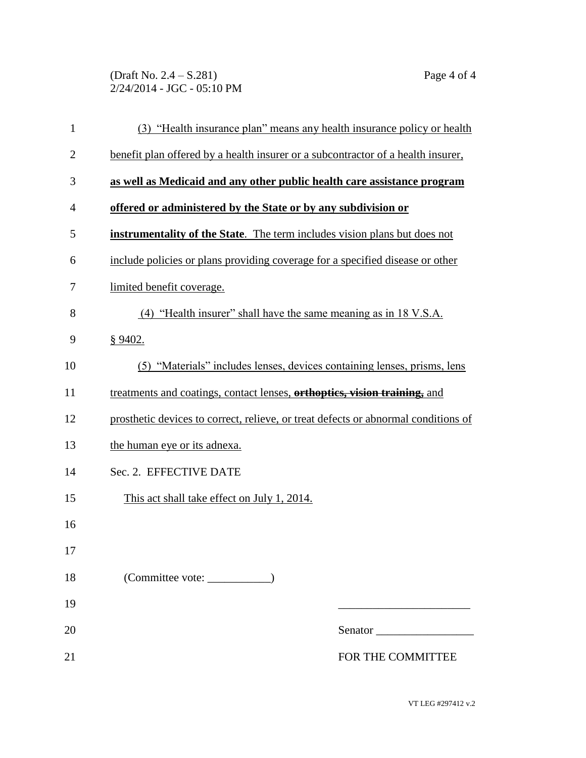(3) "Health insurance plan" means any health insurance policy or health benefit plan offered by a health insurer or a subcontractor of a health insurer, **as well as Medicaid and any other public health care assistance program offered or administered by the State or by any subdivision or instrumentality of the State**. The term includes vision plans but does not include policies or plans providing coverage for a specified disease or other limited benefit coverage.

(4) "Health insurer" shall have the same meaning as in 18 V.S.A. § 9402.

(5) "Materials" includes lenses, devices containing lenses, prisms, lens treatments and coatings, contact lenses, ~~**orthoptics, vision training,**~~ and prosthetic devices to correct, relieve, or treat defects or abnormal conditions of the human eye or its adnexa.

Sec. 2. EFFECTIVE DATE

This act shall take effect on July 1, 2014.

(Committee vote: ___________)

_______________________

Senator _________________

FOR THE COMMITTEE